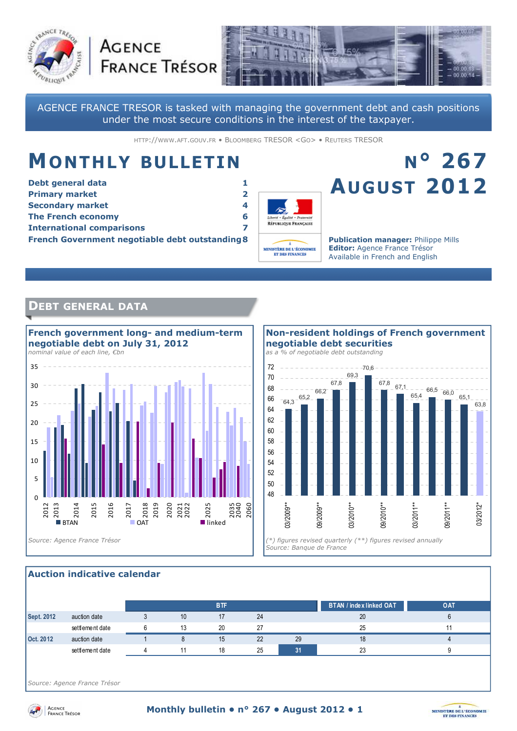# AGENCE FRANCE TRÉSOR

AGENCE FRANCE TRESOR is tasked with managing the government debt and cash positions under the most secure conditions in the interest of the taxpayer.

HTTP://WWW.AFT.GOUV.FR • BLOOMBERG TRESOR <GO> • REUTERS TRESOR

# MONTHLY BULLETIN

# N° 267 AUGUST 2012

| | |
|---|---|
| Debt general data | 1 |
| Primary market | 2 |
| Secondary market | 4 |
| The French economy | 6 |
| International comparisons | 7 |
| French Government negotiable debt outstanding | 8 |

**Publication manager:** Philippe Mills
**Editor:** Agence France Trésor
Available in French and English

## DEBT GENERAL DATA

### French government long- and medium-term negotiable debt on July 31, 2012

*nominal value of each line, €bn*

BTAN | OAT | linked

*Source: Agence France Trésor*

### Non-resident holdings of French government negotiable debt securities

*as a % of negotiable debt outstanding*

| Date | % |
|---|---|
| 03/2009** | 64,3 |
| 06/2009 | 65,2 |
| 09/2009** | 66,2 |
| 12/2009 | 67,8 |
| 03/2010** | 69,3 |
| 06/2010 | 70,6 |
| 09/2010** | 67,8 |
| 12/2010 | 67,1 |
| 03/2011** | 65,4 |
| 06/2011 | 66,5 |
| 09/2011** | 66,0 |
| 12/2011 | 65,1 |
| 03/2012* | 63,8 |

*(\*) figures revised quarterly (\*\*) figures revised annually*
*Source: Banque de France*

### Auction indicative calendar

| | | BTF | | | | | BTAN / index linked OAT | OAT |
|---|---|---|---|---|---|---|---|---|
| Sept. 2012 | auction date | 3 | 10 | 17 | 24 | | 20 | 6 |
| | settlement date | 6 | 13 | 20 | 27 | | 25 | 11 |
| Oct. 2012 | auction date | 1 | 8 | 15 | 22 | 29 | 18 | 4 |
| | settlement date | 4 | 11 | 18 | 25 | 31 | 23 | 9 |

*Source: Agence France Trésor*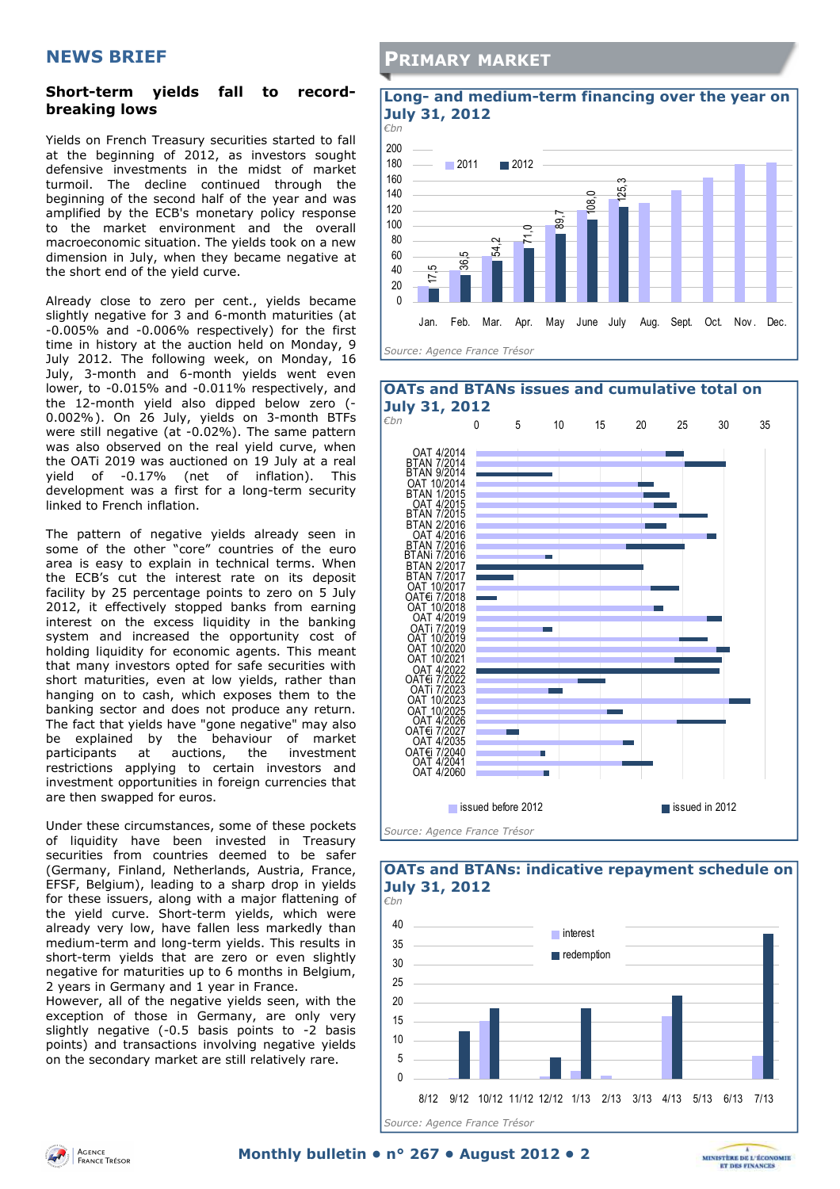## NEWS BRIEF

### Short-term yields fall to record-breaking lows

Yields on French Treasury securities started to fall at the beginning of 2012, as investors sought defensive investments in the midst of market turmoil. The decline continued through the beginning of the second half of the year and was amplified by the ECB's monetary policy response to the market environment and the overall macroeconomic situation. The yields took on a new dimension in July, when they became negative at the short end of the yield curve.

Already close to zero per cent., yields became slightly negative for 3 and 6-month maturities (at -0.005% and -0.006% respectively) for the first time in history at the auction held on Monday, 9 July 2012. The following week, on Monday, 16 July, 3-month and 6-month yields went even lower, to -0.015% and -0.011% respectively, and the 12-month yield also dipped below zero (-0.002%). On 26 July, yields on 3-month BTFs were still negative (at -0.02%). The same pattern was also observed on the real yield curve, when the OATi 2019 was auctioned on 19 July at a real yield of -0.17% (net of inflation). This development was a first for a long-term security linked to French inflation.

The pattern of negative yields already seen in some of the other "core" countries of the euro area is easy to explain in technical terms. When the ECB's cut the interest rate on its deposit facility by 25 percentage points to zero on 5 July 2012, it effectively stopped banks from earning interest on the excess liquidity in the banking system and increased the opportunity cost of holding liquidity for economic agents. This meant that many investors opted for safe securities with short maturities, even at low yields, rather than hanging on to cash, which exposes them to the banking sector and does not produce any return. The fact that yields have "gone negative" may also be explained by the behaviour of market participants at auctions, the investment restrictions applying to certain investors and investment opportunities in foreign currencies that are then swapped for euros.

Under these circumstances, some of these pockets of liquidity have been invested in Treasury securities from countries deemed to be safer (Germany, Finland, Netherlands, Austria, France, EFSF, Belgium), leading to a sharp drop in yields for these issuers, along with a major flattening of the yield curve. Short-term yields, which were already very low, have fallen less markedly than medium-term and long-term yields. This results in short-term yields that are zero or even slightly negative for maturities up to 6 months in Belgium, 2 years in Germany and 1 year in France.
However, all of the negative yields seen, with the exception of those in Germany, are only very slightly negative (-0.5 basis points to -2 basis points) and transactions involving negative yields on the secondary market are still relatively rare.

## PRIMARY MARKET

### Long- and medium-term financing over the year on July 31, 2012

€bn

| Month | 2012 (cumulative) |
|---|---|
| Jan. | 17.5 |
| Feb. | 36.5 |
| Mar. | 54.2 |
| Apr. | 71.0 |
| May | 89.7 |
| June | 108.0 |
| July | 125.3 |

Legend: 2011, 2012

*Source: Agence France Trésor*

### OATs and BTANs issues and cumulative total on July 31, 2012

€bn

Securities: OAT 4/2014, BTAN 7/2014, BTAN 9/2014, OAT 10/2014, BTAN 1/2015, OAT 4/2015, BTAN 7/2015, BTAN 2/2016, OAT 4/2016, BTAN 7/2016, BTANi 7/2016, BTAN 2/2017, BTAN 7/2017, OAT 10/2017, OAT€i 7/2018, OAT 10/2018, OAT 4/2019, OATi 7/2019, OAT 10/2019, OAT 10/2020, OAT 10/2021, OAT 4/2022, OAT€i 7/2022, OATi 7/2023, OAT 10/2023, OAT 10/2025, OAT 4/2026, OAT€i 7/2027, OAT 4/2035, OAT€i 7/2040, OAT 4/2041, OAT 4/2060

Legend: issued before 2012, issued in 2012

*Source: Agence France Trésor*

### OATs and BTANs: indicative repayment schedule on July 31, 2012

€bn

Months: 8/12, 9/12, 10/12, 11/12, 12/12, 1/13, 2/13, 3/13, 4/13, 5/13, 6/13, 7/13

Legend: interest, redemption

*Source: Agence France Trésor*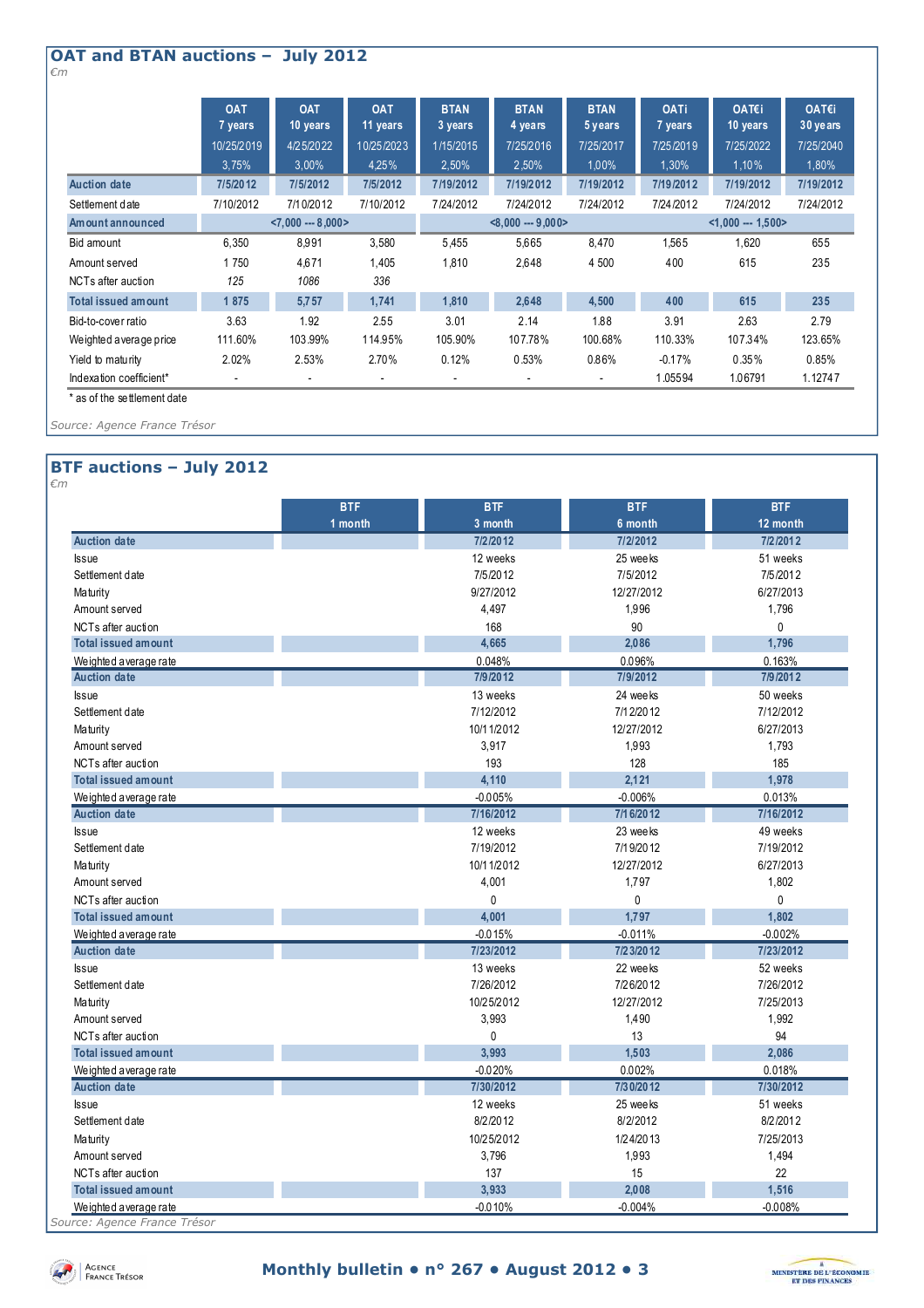## OAT and BTAN auctions – July 2012

*€m*

| | OAT 7 years 10/25/2019 3,75% | OAT 10 years 4/25/2022 3,00% | OAT 11 years 10/25/2023 4,25% | BTAN 3 years 1/15/2015 2,50% | BTAN 4 years 7/25/2016 2,50% | BTAN 5 years 7/25/2017 1,00% | OATi 7 years 7/25/2019 1,30% | OAT€i 10 years 7/25/2022 1,10% | OAT€i 30 years 7/25/2040 1,80% |
|---|---|---|---|---|---|---|---|---|---|
| **Auction date** | 7/5/2012 | 7/5/2012 | 7/5/2012 | 7/19/2012 | 7/19/2012 | 7/19/2012 | 7/19/2012 | 7/19/2012 | 7/19/2012 |
| Settlement date | 7/10/2012 | 7/10/2012 | 7/10/2012 | 7/24/2012 | 7/24/2012 | 7/24/2012 | 7/24/2012 | 7/24/2012 | 7/24/2012 |
| **Amount announced** | <7,000 --- 8,000> | | | <8,000 --- 9,000> | | | <1,000 --- 1,500> | | |
| Bid amount | 6,350 | 8,991 | 3,580 | 5,455 | 5,665 | 8,470 | 1,565 | 1,620 | 655 |
| Amount served | 1 750 | 4,671 | 1,405 | 1,810 | 2,648 | 4 500 | 400 | 615 | 235 |
| NCTs after auction | *125* | *1086* | *336* | | | | | | |
| **Total issued amount** | 1 875 | 5,757 | 1,741 | 1,810 | 2,648 | 4,500 | 400 | 615 | 235 |
| Bid-to-cover ratio | 3.63 | 1.92 | 2.55 | 3.01 | 2.14 | 1.88 | 3.91 | 2.63 | 2.79 |
| Weighted average price | 111.60% | 103.99% | 114.95% | 105.90% | 107.78% | 100.68% | 110.33% | 107.34% | 123.65% |
| Yield to maturity | 2.02% | 2.53% | 2.70% | 0.12% | 0.53% | 0.86% | -0.17% | 0.35% | 0.85% |
| Indexation coefficient* | - | - | - | - | - | - | 1.05594 | 1.06791 | 1.12747 |

\* as of the settlement date

*Source: Agence France Trésor*

## BTF auctions – July 2012

*€m*

| | BTF 1 month | BTF 3 month | BTF 6 month | BTF 12 month |
|---|---|---|---|---|
| **Auction date** | | 7/2/2012 | 7/2/2012 | 7/2/2012 |
| Issue | | 12 weeks | 25 weeks | 51 weeks |
| Settlement date | | 7/5/2012 | 7/5/2012 | 7/5/2012 |
| Maturity | | 9/27/2012 | 12/27/2012 | 6/27/2013 |
| Amount served | | 4,497 | 1,996 | 1,796 |
| NCTs after auction | | 168 | 90 | 0 |
| **Total issued amount** | | 4,665 | 2,086 | 1,796 |
| Weighted average rate | | 0.048% | 0.096% | 0.163% |
| **Auction date** | | 7/9/2012 | 7/9/2012 | 7/9/2012 |
| Issue | | 13 weeks | 24 weeks | 50 weeks |
| Settlement date | | 7/12/2012 | 7/12/2012 | 7/12/2012 |
| Maturity | | 10/11/2012 | 12/27/2012 | 6/27/2013 |
| Amount served | | 3,917 | 1,993 | 1,793 |
| NCTs after auction | | 193 | 128 | 185 |
| **Total issued amount** | | 4,110 | 2,121 | 1,978 |
| Weighted average rate | | -0.005% | -0.006% | 0.013% |
| **Auction date** | | 7/16/2012 | 7/16/2012 | 7/16/2012 |
| Issue | | 12 weeks | 23 weeks | 49 weeks |
| Settlement date | | 7/19/2012 | 7/19/2012 | 7/19/2012 |
| Maturity | | 10/11/2012 | 12/27/2012 | 6/27/2013 |
| Amount served | | 4,001 | 1,797 | 1,802 |
| NCTs after auction | | 0 | 0 | 0 |
| **Total issued amount** | | 4,001 | 1,797 | 1,802 |
| Weighted average rate | | -0.015% | -0.011% | -0.002% |
| **Auction date** | | 7/23/2012 | 7/23/2012 | 7/23/2012 |
| Issue | | 13 weeks | 22 weeks | 52 weeks |
| Settlement date | | 7/26/2012 | 7/26/2012 | 7/26/2012 |
| Maturity | | 10/25/2012 | 12/27/2012 | 7/25/2013 |
| Amount served | | 3,993 | 1,490 | 1,992 |
| NCTs after auction | | 0 | 13 | 94 |
| **Total issued amount** | | 3,993 | 1,503 | 2,086 |
| Weighted average rate | | -0.020% | 0.002% | 0.018% |
| **Auction date** | | 7/30/2012 | 7/30/2012 | 7/30/2012 |
| Issue | | 12 weeks | 25 weeks | 51 weeks |
| Settlement date | | 8/2/2012 | 8/2/2012 | 8/2/2012 |
| Maturity | | 10/25/2012 | 1/24/2013 | 7/25/2013 |
| Amount served | | 3,796 | 1,993 | 1,494 |
| NCTs after auction | | 137 | 15 | 22 |
| **Total issued amount** | | 3,933 | 2,008 | 1,516 |
| Weighted average rate | | -0.010% | -0.004% | -0.008% |

*Source: Agence France Trésor*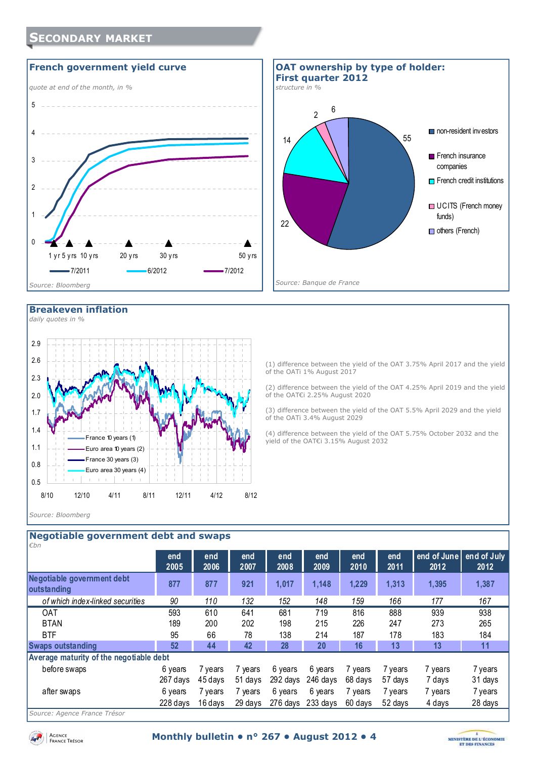## Secondary market

### French government yield curve

*quote at end of the month, in %*

Legend: 7/2011, 6/2012, 7/2012

Source: Bloomberg

### OAT ownership by type of holder: First quarter 2012

*structure in %*

- non-resident investors: 55
- French insurance companies: 22
- French credit institutions: 14
- UCITS (French money funds): 2
- others (French): 6

Source: Banque de France

### Breakeven inflation

*daily quotes in %*

Legend: France 10 years (1), Euro area 10 years (2), France 30 years (3), Euro area 30 years (4)

(1) difference between the yield of the OAT 3.75% April 2017 and the yield of the OATi 1% August 2017

(2) difference between the yield of the OAT 4.25% April 2019 and the yield of the OAT€i 2.25% August 2020

(3) difference between the yield of the OAT 5.5% April 2029 and the yield of the OATi 3.4% August 2029

(4) difference between the yield of the OAT 5.75% October 2032 and the yield of the OAT€i 3.15% August 2032

Source: Bloomberg

### Negotiable government debt and swaps

*€bn*

| | end 2005 | end 2006 | end 2007 | end 2008 | end 2009 | end 2010 | end 2011 | end of June 2012 | end of July 2012 |
|---|---|---|---|---|---|---|---|---|---|
| **Negotiable government debt outstanding** | 877 | 877 | 921 | 1,017 | 1,148 | 1,229 | 1,313 | 1,395 | 1,387 |
| *of which index-linked securities* | *90* | *110* | *132* | *152* | *148* | *159* | *166* | *177* | *167* |
| OAT | 593 | 610 | 641 | 681 | 719 | 816 | 888 | 939 | 938 |
| BTAN | 189 | 200 | 202 | 198 | 215 | 226 | 247 | 273 | 265 |
| BTF | 95 | 66 | 78 | 138 | 214 | 187 | 178 | 183 | 184 |
| **Swaps outstanding** | 52 | 44 | 42 | 28 | 20 | 16 | 13 | 13 | 11 |
| **Average maturity of the negotiable debt** | | | | | | | | | |
| before swaps | 6 years 267 days | 7 years 45 days | 7 years 51 days | 6 years 292 days | 6 years 246 days | 7 years 68 days | 7 years 57 days | 7 years 7 days | 7 years 31 days |
| after swaps | 6 years 228 days | 7 years 16 days | 7 years 29 days | 6 years 276 days | 6 years 233 days | 7 years 60 days | 7 years 52 days | 7 years 4 days | 7 years 28 days |

Source: Agence France Trésor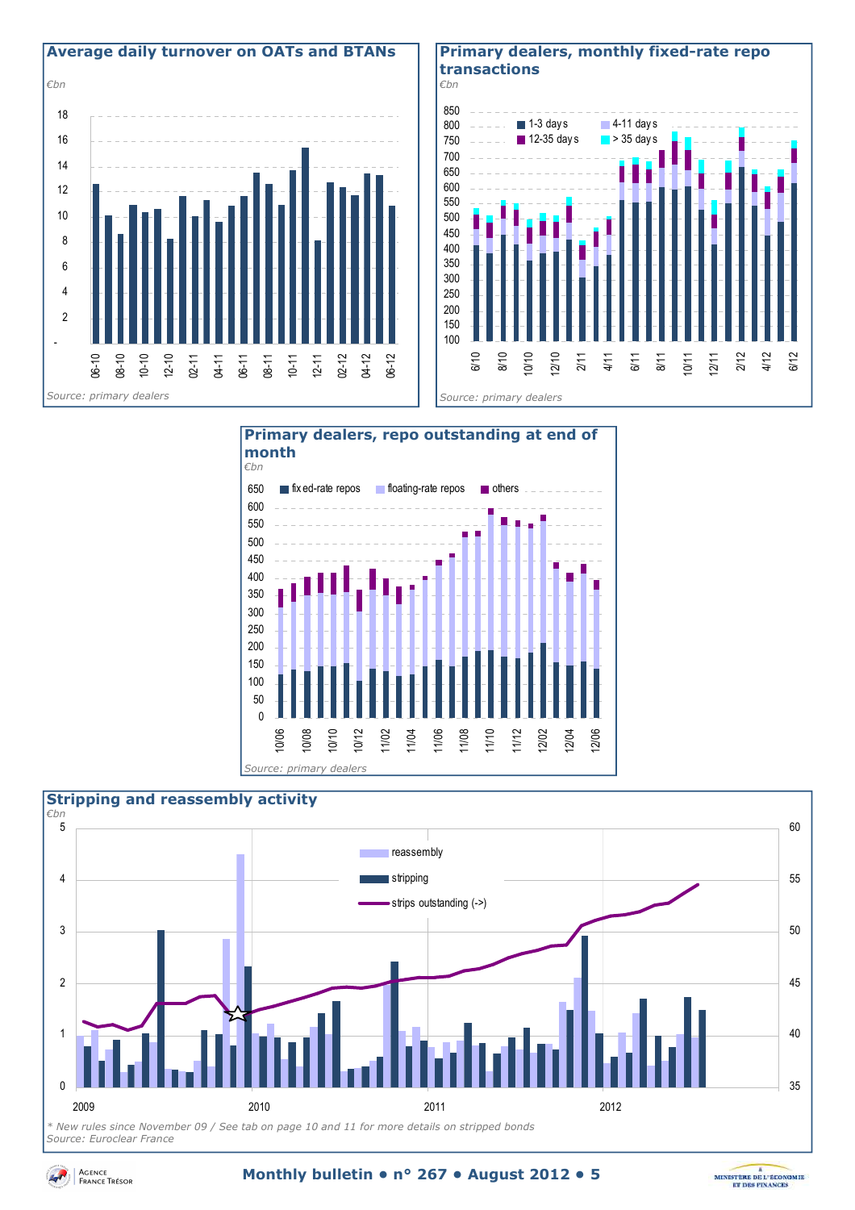## Average daily turnover on OATs and BTANs

*€bn*

Source: primary dealers

## Primary dealers, monthly fixed-rate repo transactions

*€bn*

Source: primary dealers

## Primary dealers, repo outstanding at end of month

*€bn*

Source: primary dealers

## Stripping and reassembly activity

*€bn*

*\* New rules since November 09 / See tab on page 10 and 11 for more details on stripped bonds*

*Source: Euroclear France*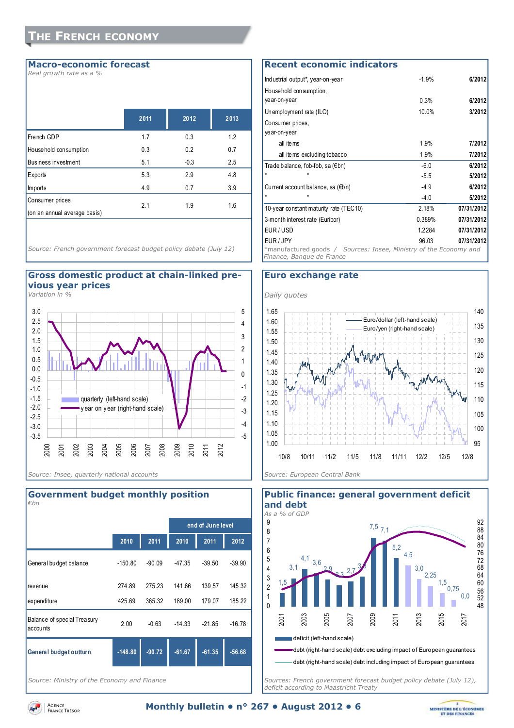# The French economy

## Macro-economic forecast

*Real growth rate as a %*

| | 2011 | 2012 | 2013 |
|---|---|---|---|
| French GDP | 1.7 | 0.3 | 1.2 |
| Household consumption | 0.3 | 0.2 | 0.7 |
| Business investment | 5.1 | -0.3 | 2.5 |
| Exports | 5.3 | 2.9 | 4.8 |
| Imports | 4.9 | 0.7 | 3.9 |
| Consumer prices (on an annual average basis) | 2.1 | 1.9 | 1.6 |

*Source: French government forecast budget policy debate (July 12)*

## Recent economic indicators

| | | |
|---|---|---|
| Industrial output*, year-on-year | -1.9% | 6/2012 |
| Household consumption, year-on-year | 0.3% | 6/2012 |
| Unemployment rate (ILO) | 10.0% | 3/2012 |
| Consumer prices, year-on-year | | |
| all items | 1.9% | 7/2012 |
| all items excluding tobacco | 1.9% | 7/2012 |
| Trade balance, fob-fob, sa (€bn) | -6.0 | 6/2012 |
| " " | -5.5 | 5/2012 |
| Current account balance, sa (€bn) | -4.9 | 6/2012 |
| " " | -4.0 | 5/2012 |
| 10-year constant maturity rate (TEC10) | 2.18% | 07/31/2012 |
| 3-month interest rate (Euribor) | 0.389% | 07/31/2012 |
| EUR / USD | 1.2284 | 07/31/2012 |
| EUR / JPY | 96.03 | 07/31/2012 |

*manufactured goods / *Sources: Insee, Ministry of the Economy and Finance, Banque de France*

## Gross domestic product at chain-linked previous year prices

*Variation in %*

*Source: Insee, quarterly national accounts*

## Euro exchange rate

*Daily quotes*

*Source: European Central Bank*

## Government budget monthly position

*€bn*

| | 2010 | 2011 | end of June level 2010 | 2011 | 2012 |
|---|---|---|---|---|---|
| General budget balance | -150.80 | -90.09 | -47.35 | -39.50 | -39.90 |
| revenue | 274.89 | 275.23 | 141.66 | 139.57 | 145.32 |
| expenditure | 425.69 | 365.32 | 189.00 | 179.07 | 185.22 |
| Balance of special Treasury accounts | 2.00 | -0.63 | -14.33 | -21.85 | -16.78 |
| **General budget outturn** | **-148.80** | **-90.72** | **-61.67** | **-61.35** | **-56.68** |

*Source: Ministry of the Economy and Finance*

## Public finance: general government deficit and debt

*As a % of GDP*

*Sources: French government forecast budget policy debate (July 12), deficit according to Maastricht Treaty*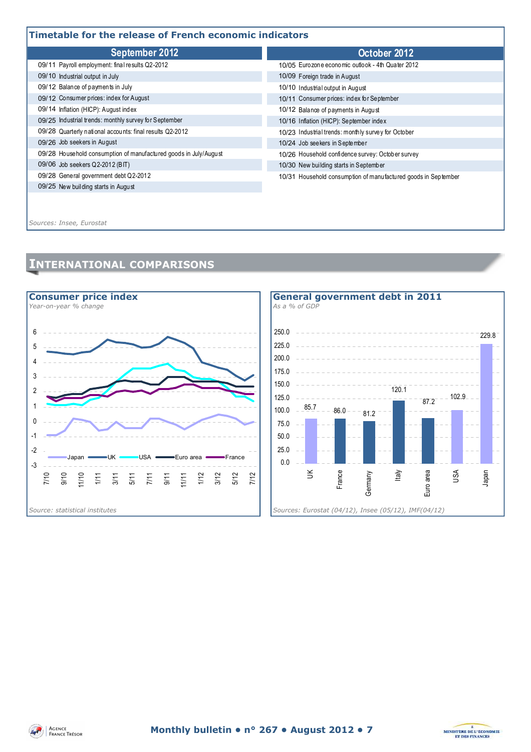## Timetable for the release of French economic indicators

| September 2012 | October 2012 |
|---|---|
| 09/11 Payroll employment: final results Q2-2012 | 10/05 Eurozone economic outlook - 4th Quater 2012 |
| 09/10 Industrial output in July | 10/09 Foreign trade in August |
| 09/12 Balance of payments in July | 10/10 Industrial output in August |
| 09/12 Consumer prices: index for August | 10/11 Consumer prices: index for September |
| 09/14 Inflation (HICP): August index | 10/12 Balance of payments in August |
| 09/25 Industrial trends: monthly survey for September | 10/16 Inflation (HICP): September index |
| 09/28 Quarterly national accounts: final results Q2-2012 | 10/23 Industrial trends: monthly survey for October |
| 09/26 Job seekers in August | 10/24 Job seekers in September |
| 09/28 Household consumption of manufactured goods in July/August | 10/26 Household confidence survey: October survey |
| 09/06 Job seekers Q2-2012 (BIT) | 10/30 New building starts in September |
| 09/28 General government debt Q2-2012 | 10/31 Household consumption of manufactured goods in September |
| 09/25 New building starts in August | |

*Sources: Insee, Eurostat*

# International comparisons

## Consumer price index

*Year-on-year % change*

*Source: statistical institutes*

## General government debt in 2011

*As a % of GDP*

| UK | France | Germany | Italy | Euro area | USA | Japan |
|---|---|---|---|---|---|---|
| 85.7 | 86.0 | 81.2 | 120.1 | 87.2 | 102.9 | 229.8 |

*Sources: Eurostat (04/12), Insee (05/12), IMF(04/12)*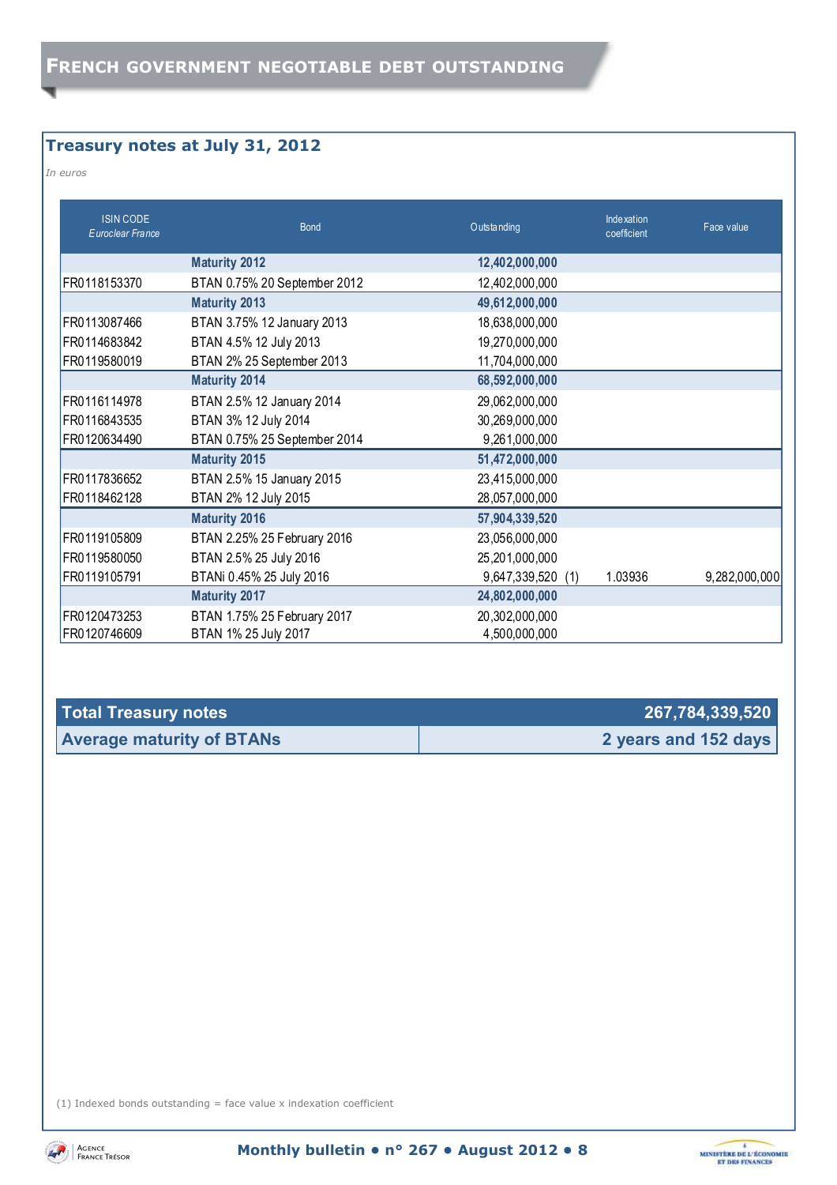# FRENCH GOVERNMENT NEGOTIABLE DEBT OUTSTANDING

## Treasury notes at July 31, 2012

*In euros*

| ISIN CODE *Euroclear France* | Bond | Outstanding | Indexation coefficient | Face value |
|---|---|---|---|---|
| | **Maturity 2012** | **12,402,000,000** | | |
| FR0118153370 | BTAN 0.75% 20 September 2012 | 12,402,000,000 | | |
| | **Maturity 2013** | **49,612,000,000** | | |
| FR0113087466 | BTAN 3.75% 12 January 2013 | 18,638,000,000 | | |
| FR0114683842 | BTAN 4.5% 12 July 2013 | 19,270,000,000 | | |
| FR0119580019 | BTAN 2% 25 September 2013 | 11,704,000,000 | | |
| | **Maturity 2014** | **68,592,000,000** | | |
| FR0116114978 | BTAN 2.5% 12 January 2014 | 29,062,000,000 | | |
| FR0116843535 | BTAN 3% 12 July 2014 | 30,269,000,000 | | |
| FR0120634490 | BTAN 0.75% 25 September 2014 | 9,261,000,000 | | |
| | **Maturity 2015** | **51,472,000,000** | | |
| FR0117836652 | BTAN 2.5% 15 January 2015 | 23,415,000,000 | | |
| FR0118462128 | BTAN 2% 12 July 2015 | 28,057,000,000 | | |
| | **Maturity 2016** | **57,904,339,520** | | |
| FR0119105809 | BTAN 2.25% 25 February 2016 | 23,056,000,000 | | |
| FR0119580050 | BTAN 2.5% 25 July 2016 | 25,201,000,000 | | |
| FR0119105791 | BTANi 0.45% 25 July 2016 | 9,647,339,520 (1) | 1.03936 | 9,282,000,000 |
| | **Maturity 2017** | **24,802,000,000** | | |
| FR0120473253 | BTAN 1.75% 25 February 2017 | 20,302,000,000 | | |
| FR0120746609 | BTAN 1% 25 July 2017 | 4,500,000,000 | | |

| **Total Treasury notes** | **267,784,339,520** |
|---|---|
| **Average maturity of BTANs** | **2 years and 152 days** |

(1) Indexed bonds outstanding = face value x indexation coefficient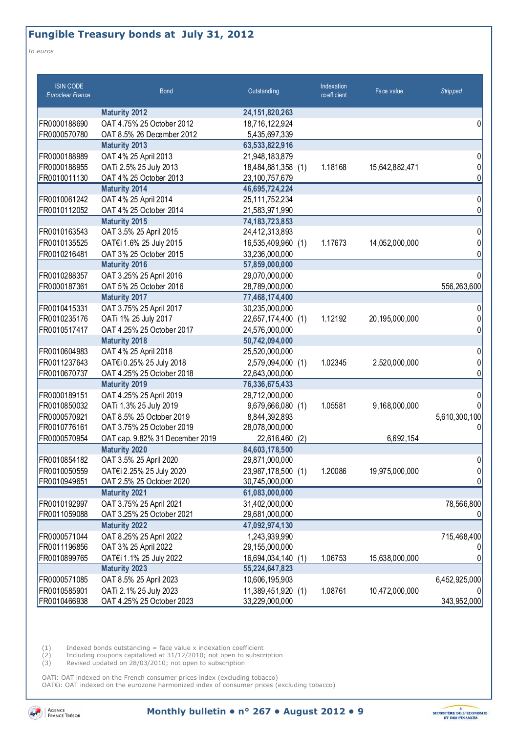## Fungible Treasury bonds at July 31, 2012

*In euros*

| ISIN CODE *Euroclear France* | Bond | Outstanding | | Indexation coefficient | Face value | *Stripped* |
|---|---|---|---|---|---|---|
| | **Maturity 2012** | **24,151,820,263** | | | | |
| FR0000188690 | OAT 4.75% 25 October 2012 | 18,716,122,924 | | | | 0 |
| FR0000570780 | OAT 8.5% 26 December 2012 | 5,435,697,339 | | | | |
| | **Maturity 2013** | **63,533,822,916** | | | | |
| FR0000188989 | OAT 4% 25 April 2013 | 21,948,183,879 | | | | 0 |
| FR0000188955 | OATi 2.5% 25 July 2013 | 18,484,881,358 | (1) | 1.18168 | 15,642,882,471 | 0 |
| FR0010011130 | OAT 4% 25 October 2013 | 23,100,757,679 | | | | 0 |
| | **Maturity 2014** | **46,695,724,224** | | | | |
| FR0010061242 | OAT 4% 25 April 2014 | 25,111,752,234 | | | | 0 |
| FR0010112052 | OAT 4% 25 October 2014 | 21,583,971,990 | | | | 0 |
| | **Maturity 2015** | **74,183,723,853** | | | | |
| FR0010163543 | OAT 3.5% 25 April 2015 | 24,412,313,893 | | | | 0 |
| FR0010135525 | OAT€i 1.6% 25 July 2015 | 16,535,409,960 | (1) | 1.17673 | 14,052,000,000 | 0 |
| FR0010216481 | OAT 3% 25 October 2015 | 33,236,000,000 | | | | 0 |
| | **Maturity 2016** | **57,859,000,000** | | | | |
| FR0010288357 | OAT 3.25% 25 April 2016 | 29,070,000,000 | | | | 0 |
| FR0000187361 | OAT 5% 25 October 2016 | 28,789,000,000 | | | | 556,263,600 |
| | **Maturity 2017** | **77,468,174,400** | | | | |
| FR0010415331 | OAT 3.75% 25 April 2017 | 30,235,000,000 | | | | 0 |
| FR0010235176 | OATi 1% 25 July 2017 | 22,657,174,400 | (1) | 1.12192 | 20,195,000,000 | 0 |
| FR0010517417 | OAT 4.25% 25 October 2017 | 24,576,000,000 | | | | 0 |
| | **Maturity 2018** | **50,742,094,000** | | | | |
| FR0010604983 | OAT 4% 25 April 2018 | 25,520,000,000 | | | | 0 |
| FR0011237643 | OAT€i 0.25% 25 July 2018 | 2,579,094,000 | (1) | 1.02345 | 2,520,000,000 | 0 |
| FR0010670737 | OAT 4.25% 25 October 2018 | 22,643,000,000 | | | | 0 |
| | **Maturity 2019** | **76,336,675,433** | | | | |
| FR0000189151 | OAT 4.25% 25 April 2019 | 29,712,000,000 | | | | 0 |
| FR0010850032 | OATi 1.3% 25 July 2019 | 9,679,666,080 | (1) | 1.05581 | 9,168,000,000 | 0 |
| FR0000570921 | OAT 8.5% 25 October 2019 | 8,844,392,893 | | | | 5,610,300,100 |
| FR0010776161 | OAT 3.75% 25 October 2019 | 28,078,000,000 | | | | 0 |
| FR0000570954 | OAT cap. 9.82% 31 December 2019 | 22,616,460 | (2) | | 6,692,154 | |
| | **Maturity 2020** | **84,603,178,500** | | | | |
| FR0010854182 | OAT 3.5% 25 April 2020 | 29,871,000,000 | | | | 0 |
| FR0010050559 | OAT€i 2.25% 25 July 2020 | 23,987,178,500 | (1) | 1.20086 | 19,975,000,000 | 0 |
| FR0010949651 | OAT 2.5% 25 October 2020 | 30,745,000,000 | | | | 0 |
| | **Maturity 2021** | **61,083,000,000** | | | | |
| FR0010192997 | OAT 3.75% 25 April 2021 | 31,402,000,000 | | | | 78,566,800 |
| FR0011059088 | OAT 3.25% 25 October 2021 | 29,681,000,000 | | | | 0 |
| | **Maturity 2022** | **47,092,974,130** | | | | |
| FR0000571044 | OAT 8.25% 25 April 2022 | 1,243,939,990 | | | | 715,468,400 |
| FR0011196856 | OAT 3% 25 April 2022 | 29,155,000,000 | | | | 0 |
| FR0010899765 | OAT€i 1.1% 25 July 2022 | 16,694,034,140 | (1) | 1.06753 | 15,638,000,000 | 0 |
| | **Maturity 2023** | **55,224,647,823** | | | | |
| FR0000571085 | OAT 8.5% 25 April 2023 | 10,606,195,903 | | | | 6,452,925,000 |
| FR0010585901 | OATi 2.1% 25 July 2023 | 11,389,451,920 | (1) | 1.08761 | 10,472,000,000 | 0 |
| FR0010466938 | OAT 4.25% 25 October 2023 | 33,229,000,000 | | | | 343,952,000 |

(1) Indexed bonds outstanding = face value x indexation coefficient
(2) Including coupons capitalized at 31/12/2010; not open to subscription
(3) Revised updated on 28/03/2010; not open to subscription

OATi: OAT indexed on the French consumer prices index (excluding tobacco)
OAT€i: OAT indexed on the eurozone harmonized index of consumer prices (excluding tobacco)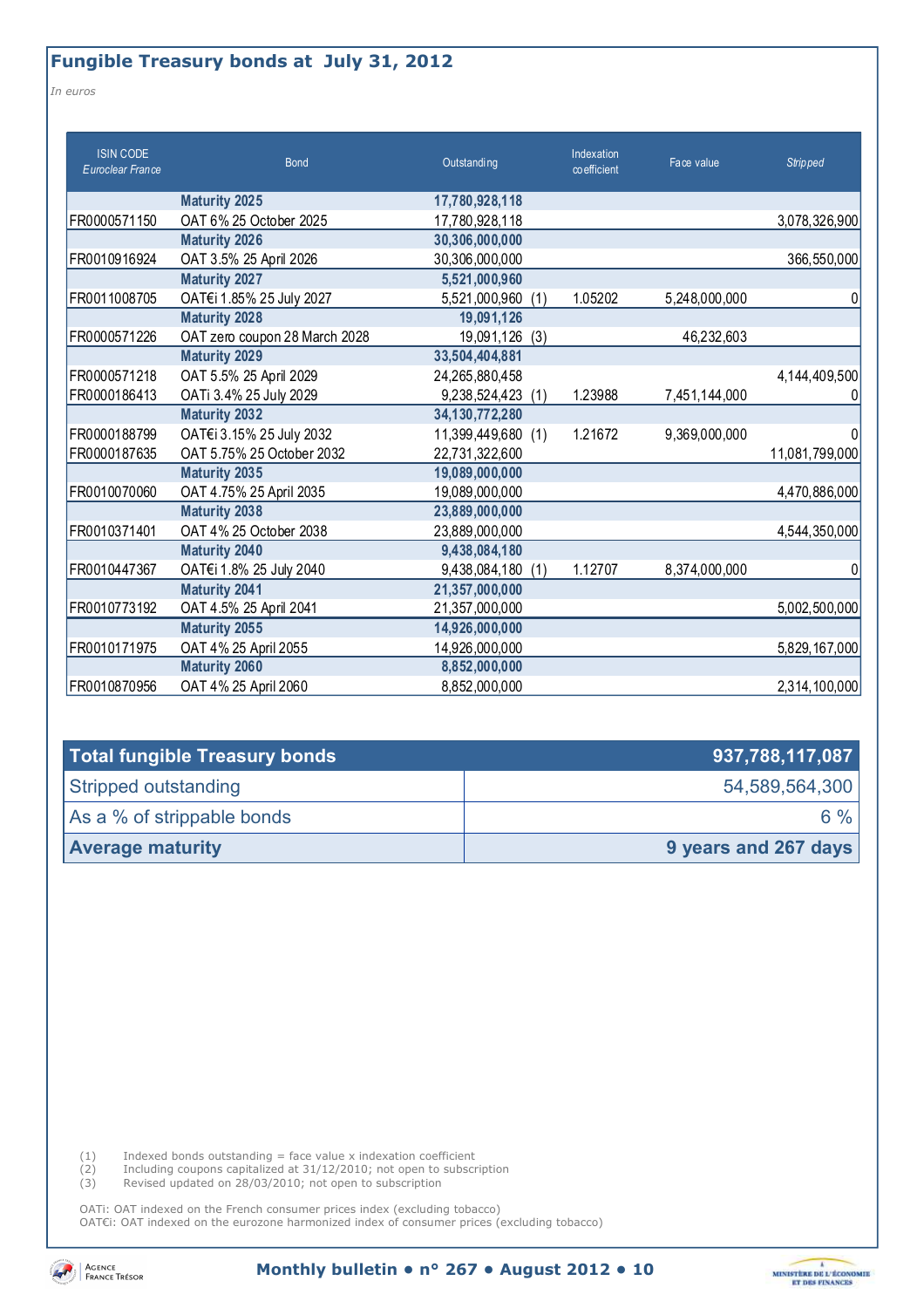## Fungible Treasury bonds at July 31, 2012

*In euros*

| ISIN CODE *Euroclear France* | Bond | Outstanding | | Indexation coefficient | Face value | *Stripped* |
|---|---|---|---|---|---|---|
| | **Maturity 2025** | **17,780,928,118** | | | | |
| FR0000571150 | OAT 6% 25 October 2025 | 17,780,928,118 | | | | 3,078,326,900 |
| | **Maturity 2026** | **30,306,000,000** | | | | |
| FR0010916924 | OAT 3.5% 25 April 2026 | 30,306,000,000 | | | | 366,550,000 |
| | **Maturity 2027** | **5,521,000,960** | | | | |
| FR0011008705 | OAT€i 1.85% 25 July 2027 | 5,521,000,960 | (1) | 1.05202 | 5,248,000,000 | 0 |
| | **Maturity 2028** | **19,091,126** | | | | |
| FR0000571226 | OAT zero coupon 28 March 2028 | 19,091,126 | (3) | | 46,232,603 | |
| | **Maturity 2029** | **33,504,404,881** | | | | |
| FR0000571218 | OAT 5.5% 25 April 2029 | 24,265,880,458 | | | | 4,144,409,500 |
| FR0000186413 | OATi 3.4% 25 July 2029 | 9,238,524,423 | (1) | 1.23988 | 7,451,144,000 | 0 |
| | **Maturity 2032** | **34,130,772,280** | | | | |
| FR0000188799 | OAT€i 3.15% 25 July 2032 | 11,399,449,680 | (1) | 1.21672 | 9,369,000,000 | 0 |
| FR0000187635 | OAT 5.75% 25 October 2032 | 22,731,322,600 | | | | 11,081,799,000 |
| | **Maturity 2035** | **19,089,000,000** | | | | |
| FR0010070060 | OAT 4.75% 25 April 2035 | 19,089,000,000 | | | | 4,470,886,000 |
| | **Maturity 2038** | **23,889,000,000** | | | | |
| FR0010371401 | OAT 4% 25 October 2038 | 23,889,000,000 | | | | 4,544,350,000 |
| | **Maturity 2040** | **9,438,084,180** | | | | |
| FR0010447367 | OAT€i 1.8% 25 July 2040 | 9,438,084,180 | (1) | 1.12707 | 8,374,000,000 | 0 |
| | **Maturity 2041** | **21,357,000,000** | | | | |
| FR0010773192 | OAT 4.5% 25 April 2041 | 21,357,000,000 | | | | 5,002,500,000 |
| | **Maturity 2055** | **14,926,000,000** | | | | |
| FR0010171975 | OAT 4% 25 April 2055 | 14,926,000,000 | | | | 5,829,167,000 |
| | **Maturity 2060** | **8,852,000,000** | | | | |
| FR0010870956 | OAT 4% 25 April 2060 | 8,852,000,000 | | | | 2,314,100,000 |

| **Total fungible Treasury bonds** | **937,788,117,087** |
|---|---|
| Stripped outstanding | 54,589,564,300 |
| As a % of strippable bonds | 6 % |
| **Average maturity** | **9 years and 267 days** |

(1) Indexed bonds outstanding = face value x indexation coefficient
(2) Including coupons capitalized at 31/12/2010; not open to subscription
(3) Revised updated on 28/03/2010; not open to subscription

OATi: OAT indexed on the French consumer prices index (excluding tobacco)
OAT€i: OAT indexed on the eurozone harmonized index of consumer prices (excluding tobacco)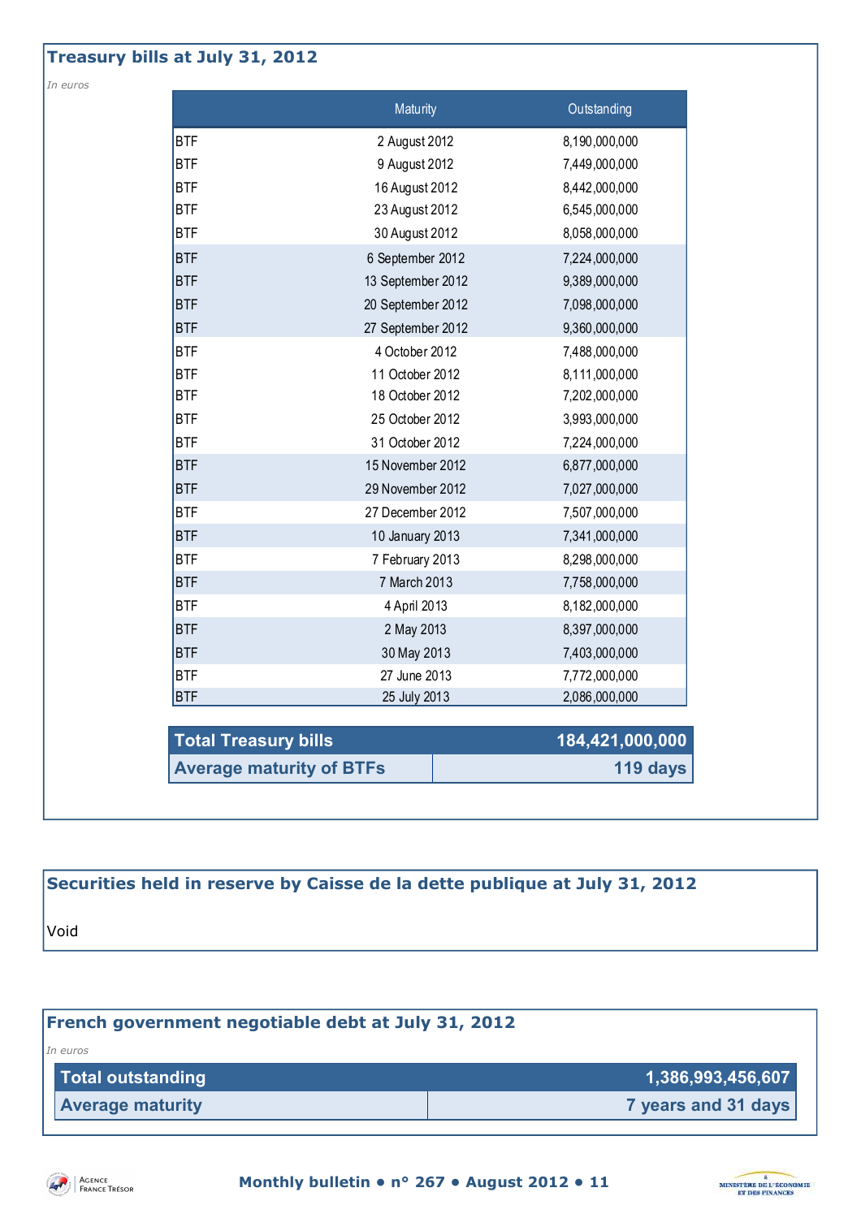## Treasury bills at July 31, 2012

*In euros*

| | Maturity | Outstanding |
|---|---|---|
| BTF | 2 August 2012 | 8,190,000,000 |
| BTF | 9 August 2012 | 7,449,000,000 |
| BTF | 16 August 2012 | 8,442,000,000 |
| BTF | 23 August 2012 | 6,545,000,000 |
| BTF | 30 August 2012 | 8,058,000,000 |
| BTF | 6 September 2012 | 7,224,000,000 |
| BTF | 13 September 2012 | 9,389,000,000 |
| BTF | 20 September 2012 | 7,098,000,000 |
| BTF | 27 September 2012 | 9,360,000,000 |
| BTF | 4 October 2012 | 7,488,000,000 |
| BTF | 11 October 2012 | 8,111,000,000 |
| BTF | 18 October 2012 | 7,202,000,000 |
| BTF | 25 October 2012 | 3,993,000,000 |
| BTF | 31 October 2012 | 7,224,000,000 |
| BTF | 15 November 2012 | 6,877,000,000 |
| BTF | 29 November 2012 | 7,027,000,000 |
| BTF | 27 December 2012 | 7,507,000,000 |
| BTF | 10 January 2013 | 7,341,000,000 |
| BTF | 7 February 2013 | 8,298,000,000 |
| BTF | 7 March 2013 | 7,758,000,000 |
| BTF | 4 April 2013 | 8,182,000,000 |
| BTF | 2 May 2013 | 8,397,000,000 |
| BTF | 30 May 2013 | 7,403,000,000 |
| BTF | 27 June 2013 | 7,772,000,000 |
| BTF | 25 July 2013 | 2,086,000,000 |

| | |
|---|---|
| **Total Treasury bills** | **184,421,000,000** |
| **Average maturity of BTFs** | **119 days** |

## Securities held in reserve by Caisse de la dette publique at July 31, 2012

Void

## French government negotiable debt at July 31, 2012

*In euros*

| | |
|---|---|
| **Total outstanding** | **1,386,993,456,607** |
| **Average maturity** | **7 years and 31 days** |